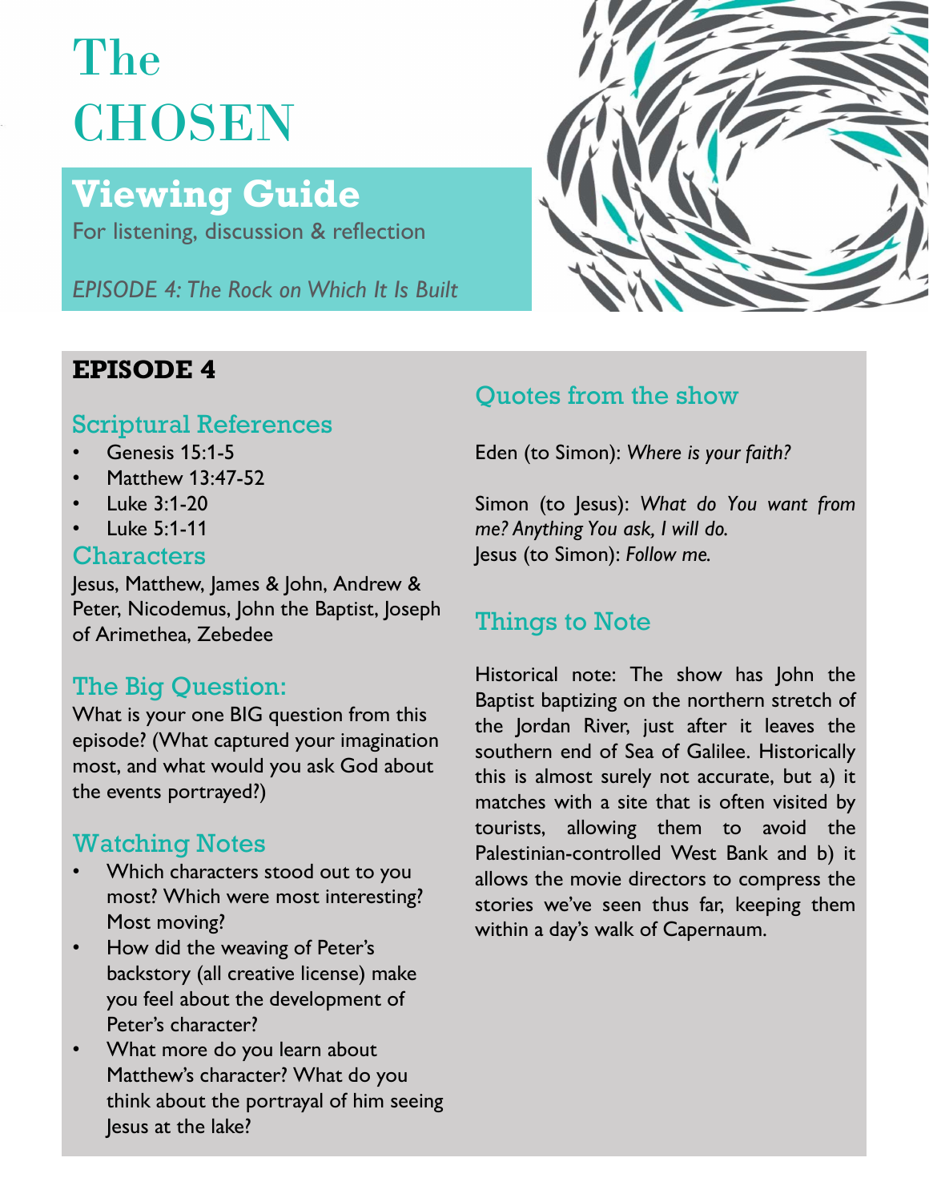# The CHOSEN

## Viewing Guide

For listening, discussion & reflection

*EPISODE 4: The Rock on Which It Is Built*

## EPISODE 4

### Scriptural References

- Genesis 15:1-5
- Matthew 13:47-52
- Luke 3:1-20
- Luke 5:1-11

### Characters

Jesus, Matthew, James & John, Andrew & Peter, Nicodemus, John the Baptist, Joseph of Arimethea, Zebedee

### The Big Question:

What is your one BIG question from this episode? (What captured your imagination most, and what would you ask God about the events portrayed?)

### Watching Notes

- Which characters stood out to you most? Which were most interesting? Most moving?
- How did the weaving of Peter's backstory (all creative license) make you feel about the development of Peter's character?
- What more do you learn about Matthew's character? What do you think about the portrayal of him seeing Jesus at the lake?

### Quotes from the show

Eden (to Simon): *Where is your faith?*

Simon (to Jesus): *What do You want from me? Anything You ask, I will do.*
Jesus (to Simon): *Follow me.*

### Things to Note

Historical note: The show has John the Baptist baptizing on the northern stretch of the Jordan River, just after it leaves the southern end of Sea of Galilee. Historically this is almost surely not accurate, but a) it matches with a site that is often visited by tourists, allowing them to avoid the Palestinian-controlled West Bank and b) it allows the movie directors to compress the stories we've seen thus far, keeping them within a day's walk of Capernaum.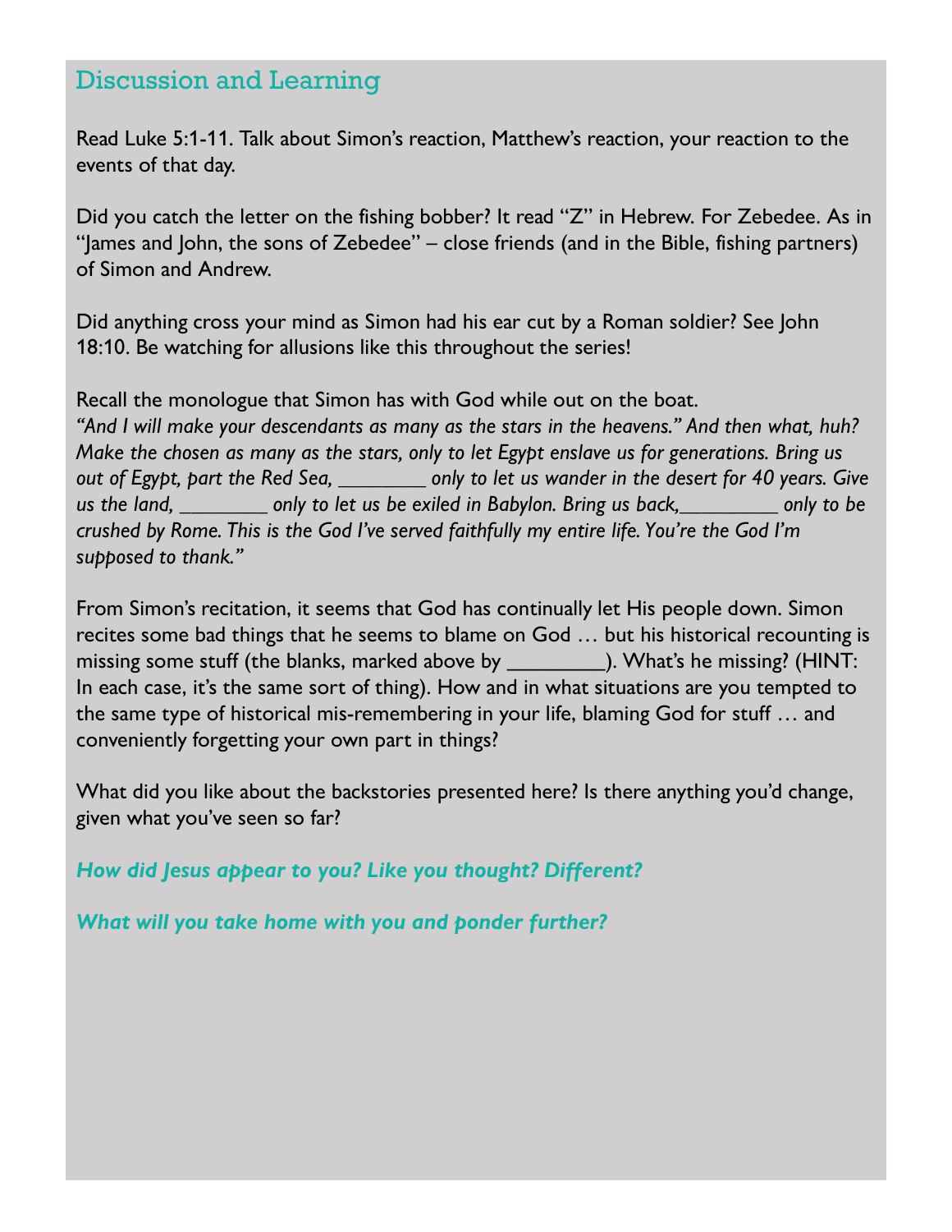## Discussion and Learning

Read Luke 5:1-11. Talk about Simon's reaction, Matthew's reaction, your reaction to the events of that day.

Did you catch the letter on the fishing bobber? It read "Z" in Hebrew. For Zebedee. As in "James and John, the sons of Zebedee" – close friends (and in the Bible, fishing partners) of Simon and Andrew.

Did anything cross your mind as Simon had his ear cut by a Roman soldier? See John 18:10. Be watching for allusions like this throughout the series!

Recall the monologue that Simon has with God while out on the boat.
*"And I will make your descendants as many as the stars in the heavens." And then what, huh? Make the chosen as many as the stars, only to let Egypt enslave us for generations. Bring us out of Egypt, part the Red Sea, ________ only to let us wander in the desert for 40 years. Give us the land, ________ only to let us be exiled in Babylon. Bring us back,_________ only to be crushed by Rome. This is the God I've served faithfully my entire life. You're the God I'm supposed to thank."*

From Simon's recitation, it seems that God has continually let His people down. Simon recites some bad things that he seems to blame on God … but his historical recounting is missing some stuff (the blanks, marked above by _________). What's he missing? (HINT: In each case, it's the same sort of thing). How and in what situations are you tempted to the same type of historical mis-remembering in your life, blaming God for stuff … and conveniently forgetting your own part in things?

What did you like about the backstories presented here? Is there anything you'd change, given what you've seen so far?

***How did Jesus appear to you? Like you thought? Different?***

***What will you take home with you and ponder further?***